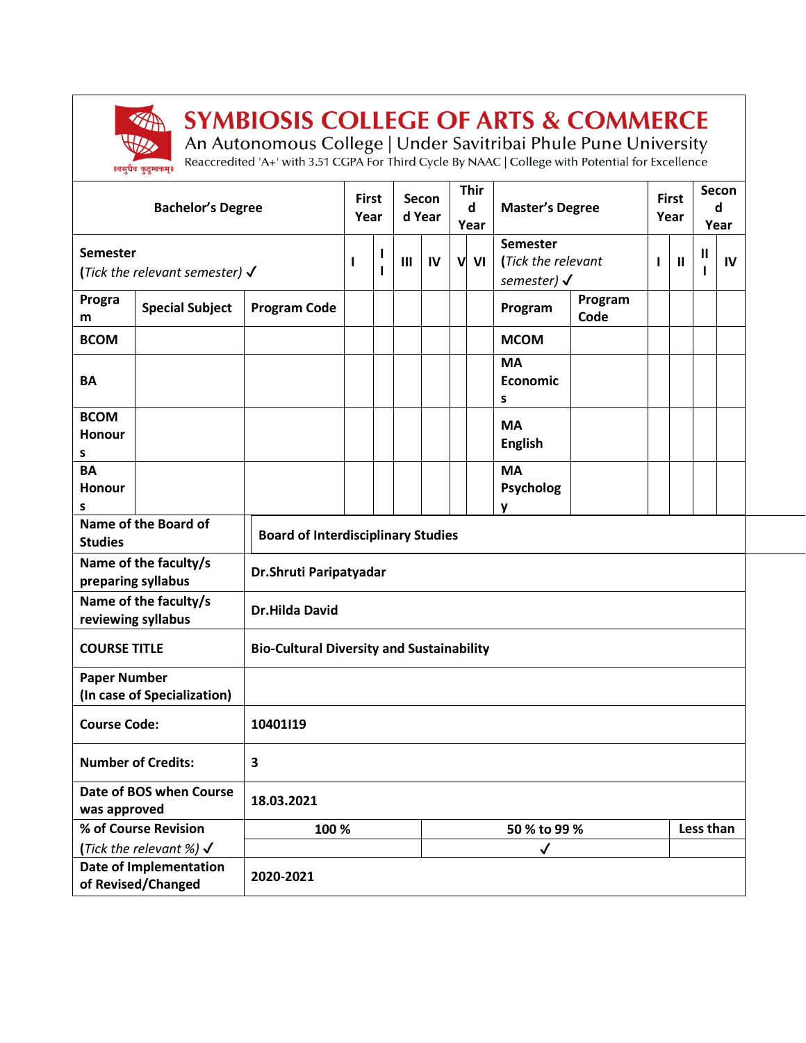# SYMBIOSIS COLLEGE OF ARTS & COMMERCE

An Autonomous College | Under Savitribai Phule Pune University

Reaccredited 'A+' with 3.51 CGPA For Third Cycle By NAAC | College with Potential for Excellence

||वसुधैव कुटुम्बकम्||

| Bachelor's Degree | | | First Year | | Second Year | | Third Year | | Master's Degree | | First Year | | Second Year | |
|---|---|---|---|---|---|---|---|---|---|---|---|---|---|---|
| Semester (*Tick the relevant semester*) ✓ | | | I | II | III | IV | V | VI | Semester (*Tick the relevant semester*) ✓ | | I | II | III | IV |
| Program | Special Subject | Program Code | | | | | | | Program | Program Code | | | | |
| BCOM | | | | | | | | | MCOM | | | | | |
| BA | | | | | | | | | MA Economics | | | | | |
| BCOM Honours | | | | | | | | | MA English | | | | | |
| BA Honours | | | | | | | | | MA Psychology | | | | | |

| | |
|---|---|
| Name of the Board of Studies | Board of Interdisciplinary Studies |
| Name of the faculty/s preparing syllabus | Dr.Shruti Paripatyadar |
| Name of the faculty/s reviewing syllabus | Dr.Hilda David |
| COURSE TITLE | Bio-Cultural Diversity and Sustainability |
| Paper Number (In case of Specialization) | |
| Course Code: | 10401I19 |
| Number of Credits: | 3 |
| Date of BOS when Course was approved | 18.03.2021 |

| % of Course Revision (*Tick the relevant %*) ✓ | 100 % | 50 % to 99 % | Less than |
|---|---|---|---|
| | | ✓ | |
| Date of Implementation of Revised/Changed | 2020-2021 | | |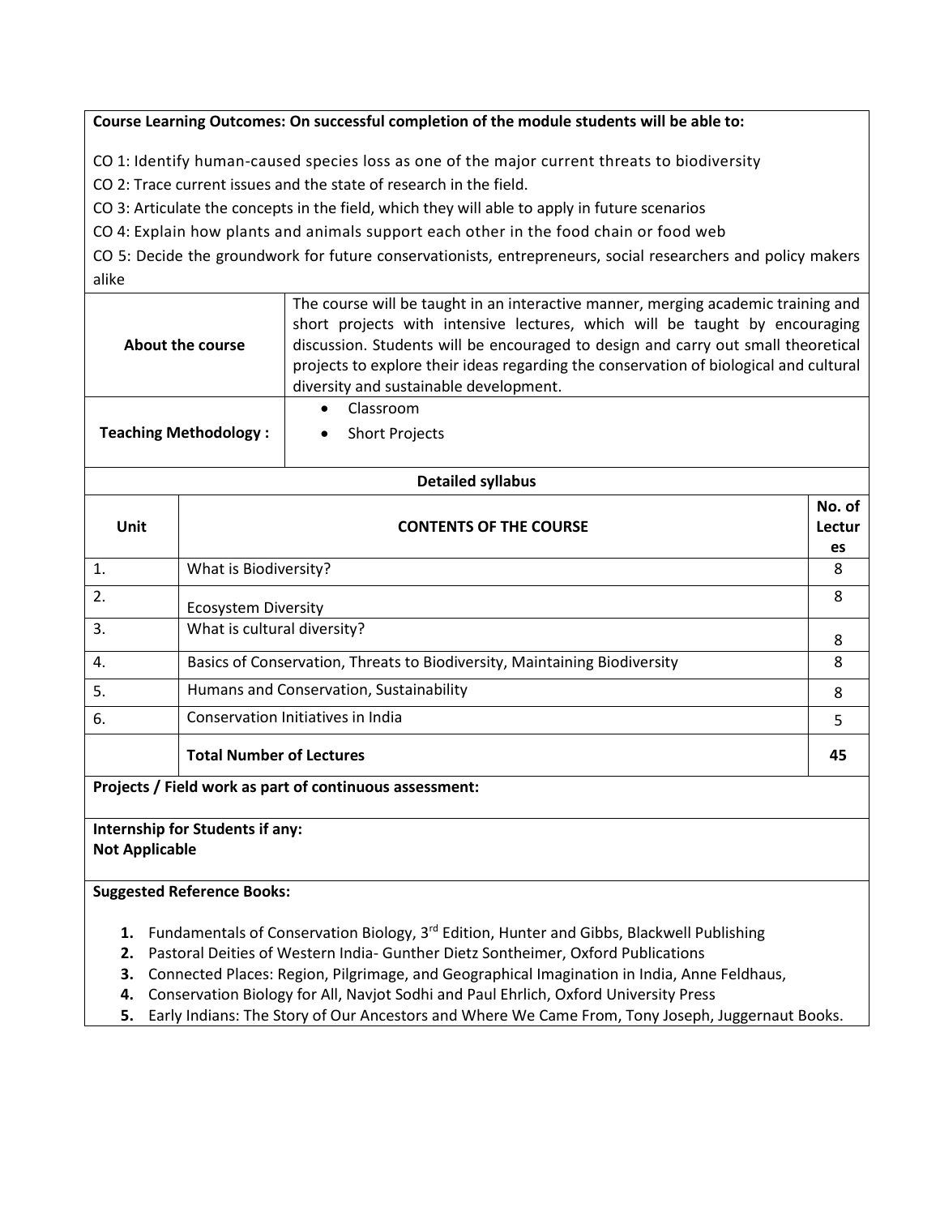**Course Learning Outcomes: On successful completion of the module students will be able to:**

CO 1: Identify human-caused species loss as one of the major current threats to biodiversity

CO 2: Trace current issues and the state of research in the field.

CO 3: Articulate the concepts in the field, which they will able to apply in future scenarios

CO 4: Explain how plants and animals support each other in the food chain or food web

CO 5: Decide the groundwork for future conservationists, entrepreneurs, social researchers and policy makers alike

| | |
|---|---|
| **About the course** | The course will be taught in an interactive manner, merging academic training and short projects with intensive lectures, which will be taught by encouraging discussion. Students will be encouraged to design and carry out small theoretical projects to explore their ideas regarding the conservation of biological and cultural diversity and sustainable development. |
| **Teaching Methodology :** | • Classroom<br>• Short Projects |

**Detailed syllabus**

| Unit | CONTENTS OF THE COURSE | No. of Lectures |
|---|---|---|
| 1. | What is Biodiversity? | 8 |
| 2. | Ecosystem Diversity | 8 |
| 3. | What is cultural diversity? | 8 |
| 4. | Basics of Conservation, Threats to Biodiversity, Maintaining Biodiversity | 8 |
| 5. | Humans and Conservation, Sustainability | 8 |
| 6. | Conservation Initiatives in India | 5 |
| | **Total Number of Lectures** | **45** |

**Projects / Field work as part of continuous assessment:**

**Internship for Students if any:**
**Not Applicable**

**Suggested Reference Books:**

1. Fundamentals of Conservation Biology, 3rd Edition, Hunter and Gibbs, Blackwell Publishing
2. Pastoral Deities of Western India- Gunther Dietz Sontheimer, Oxford Publications
3. Connected Places: Region, Pilgrimage, and Geographical Imagination in India, Anne Feldhaus,
4. Conservation Biology for All, Navjot Sodhi and Paul Ehrlich, Oxford University Press
5. Early Indians: The Story of Our Ancestors and Where We Came From, Tony Joseph, Juggernaut Books.